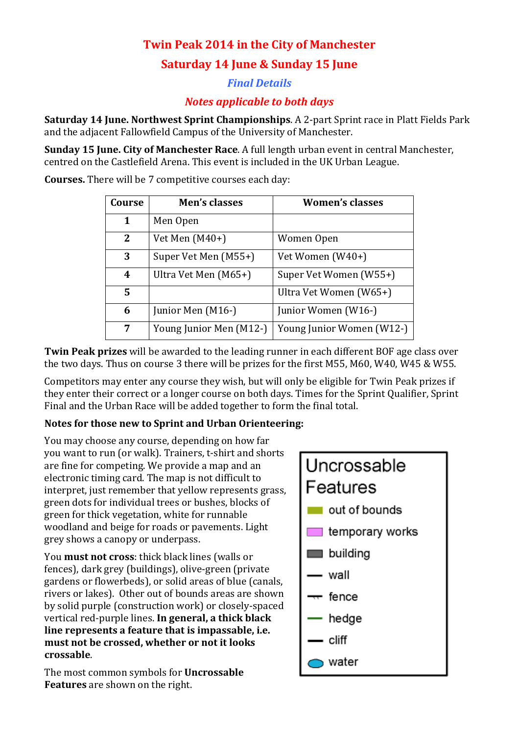# Twin Peak 2014 in the City of Manchester

## Saturday 14 June & Sunday 15 June

### *Final Details*

### *Notes applicable to both days*

**Saturday 14 June. Northwest Sprint Championships**. A 2-part Sprint race in Platt Fields Park and the adjacent Fallowfield Campus of the University of Manchester.

**Sunday 15 June. City of Manchester Race**. A full length urban event in central Manchester, centred on the Castlefield Arena. This event is included in the UK Urban League.

**Courses.** There will be 7 competitive courses each day:

| Course | Men's classes | Women's classes |
|---|---|---|
| **1** | Men Open | |
| **2** | Vet Men (M40+) | Women Open |
| **3** | Super Vet Men (M55+) | Vet Women (W40+) |
| **4** | Ultra Vet Men (M65+) | Super Vet Women (W55+) |
| **5** | | Ultra Vet Women (W65+) |
| **6** | Junior Men (M16-) | Junior Women (W16-) |
| **7** | Young Junior Men (M12-) | Young Junior Women (W12-) |

**Twin Peak prizes** will be awarded to the leading runner in each different BOF age class over the two days. Thus on course 3 there will be prizes for the first M55, M60, W40, W45 & W55.

Competitors may enter any course they wish, but will only be eligible for Twin Peak prizes if they enter their correct or a longer course on both days. Times for the Sprint Qualifier, Sprint Final and the Urban Race will be added together to form the final total.

**Notes for those new to Sprint and Urban Orienteering:**

You may choose any course, depending on how far you want to run (or walk). Trainers, t-shirt and shorts are fine for competing. We provide a map and an electronic timing card. The map is not difficult to interpret, just remember that yellow represents grass, green dots for individual trees or bushes, blocks of green for thick vegetation, white for runnable woodland and beige for roads or pavements. Light grey shows a canopy or underpass.

You **must not cross**: thick black lines (walls or fences), dark grey (buildings), olive-green (private gardens or flowerbeds), or solid areas of blue (canals, rivers or lakes). Other out of bounds areas are shown by solid purple (construction work) or closely-spaced vertical red-purple lines. **In general, a thick black line represents a feature that is impassable, i.e. must not be crossed, whether or not it looks crossable**.

The most common symbols for **Uncrossable Features** are shown on the right.

**Uncrossable Features**

- out of bounds
- temporary works
- building
- wall
- fence
- hedge
- cliff
- water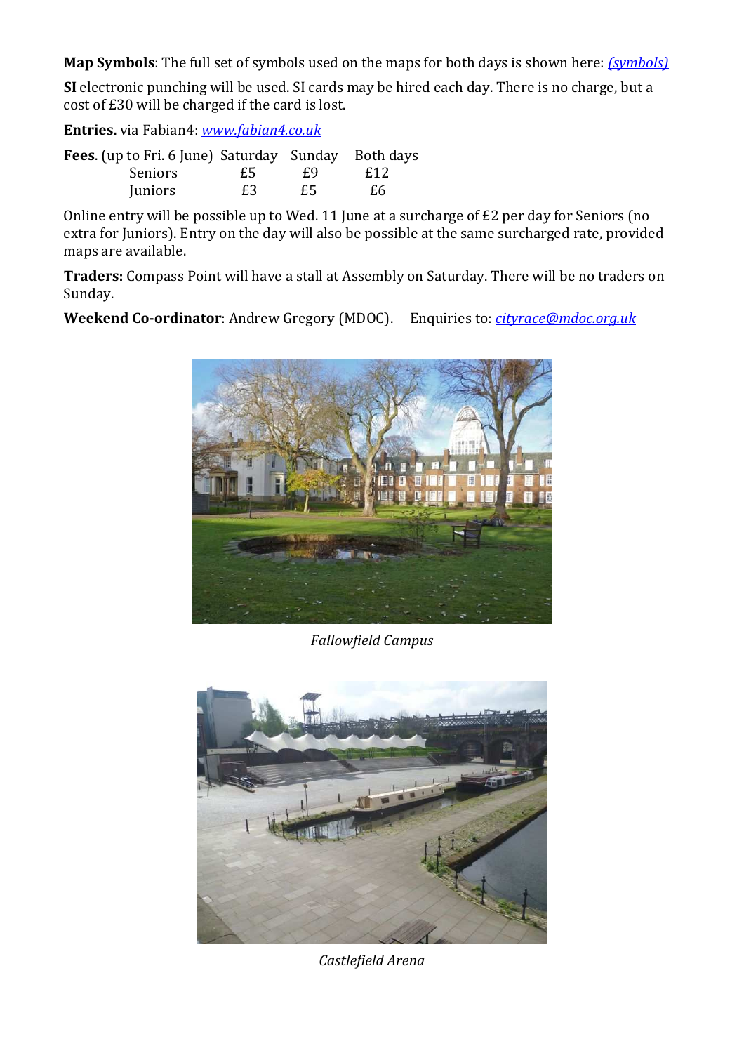**Map Symbols**: The full set of symbols used on the maps for both days is shown here: *(symbols)*

**SI** electronic punching will be used. SI cards may be hired each day. There is no charge, but a cost of £30 will be charged if the card is lost.

**Entries.** via Fabian4: *www.fabian4.co.uk*

| **Fees**. (up to Fri. 6 June) | Saturday | Sunday | Both days |
|---|---|---|---|
| Seniors | £5 | £9 | £12 |
| Juniors | £3 | £5 | £6 |

Online entry will be possible up to Wed. 11 June at a surcharge of £2 per day for Seniors (no extra for Juniors). Entry on the day will also be possible at the same surcharged rate, provided maps are available.

**Traders:** Compass Point will have a stall at Assembly on Saturday. There will be no traders on Sunday.

**Weekend Co-ordinator**: Andrew Gregory (MDOC). Enquiries to: *cityrace@mdoc.org.uk*

*Fallowfield Campus*

*Castlefield Arena*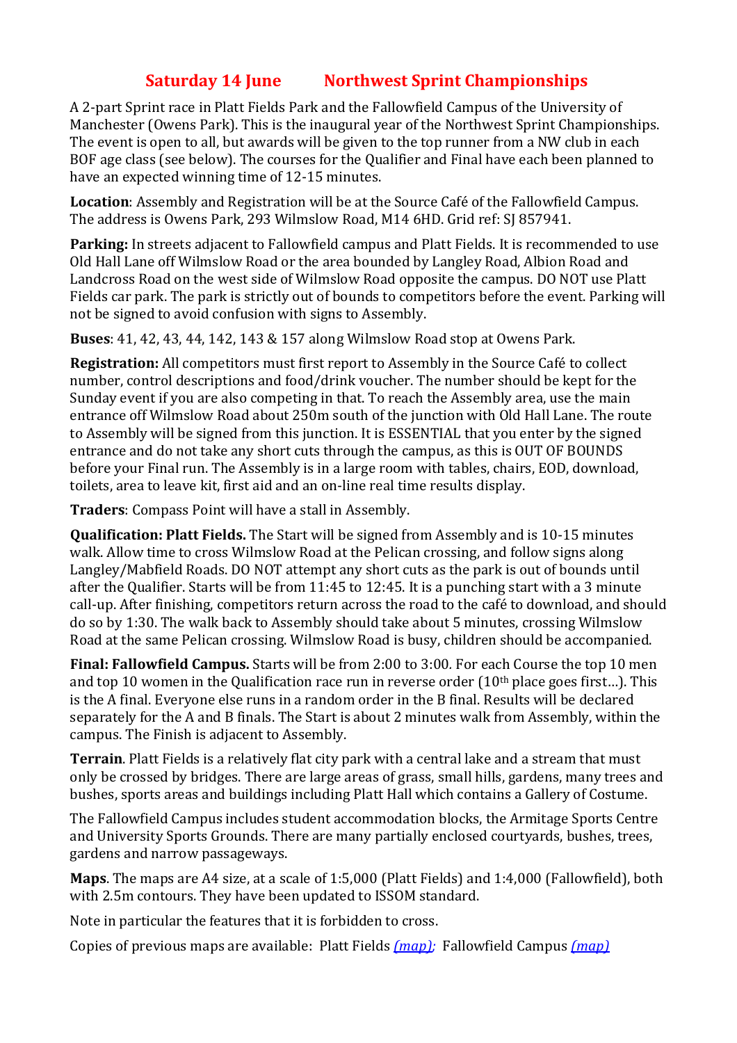## Saturday 14 June    Northwest Sprint Championships

A 2-part Sprint race in Platt Fields Park and the Fallowfield Campus of the University of Manchester (Owens Park). This is the inaugural year of the Northwest Sprint Championships. The event is open to all, but awards will be given to the top runner from a NW club in each BOF age class (see below). The courses for the Qualifier and Final have each been planned to have an expected winning time of 12-15 minutes.

**Location**: Assembly and Registration will be at the Source Café of the Fallowfield Campus. The address is Owens Park, 293 Wilmslow Road, M14 6HD. Grid ref: SJ 857941.

**Parking:** In streets adjacent to Fallowfield campus and Platt Fields. It is recommended to use Old Hall Lane off Wilmslow Road or the area bounded by Langley Road, Albion Road and Landcross Road on the west side of Wilmslow Road opposite the campus. DO NOT use Platt Fields car park. The park is strictly out of bounds to competitors before the event. Parking will not be signed to avoid confusion with signs to Assembly.

**Buses**: 41, 42, 43, 44, 142, 143 & 157 along Wilmslow Road stop at Owens Park.

**Registration:** All competitors must first report to Assembly in the Source Café to collect number, control descriptions and food/drink voucher. The number should be kept for the Sunday event if you are also competing in that. To reach the Assembly area, use the main entrance off Wilmslow Road about 250m south of the junction with Old Hall Lane. The route to Assembly will be signed from this junction. It is ESSENTIAL that you enter by the signed entrance and do not take any short cuts through the campus, as this is OUT OF BOUNDS before your Final run. The Assembly is in a large room with tables, chairs, EOD, download, toilets, area to leave kit, first aid and an on-line real time results display.

**Traders**: Compass Point will have a stall in Assembly.

**Qualification: Platt Fields.** The Start will be signed from Assembly and is 10-15 minutes walk. Allow time to cross Wilmslow Road at the Pelican crossing, and follow signs along Langley/Mabfield Roads. DO NOT attempt any short cuts as the park is out of bounds until after the Qualifier. Starts will be from 11:45 to 12:45. It is a punching start with a 3 minute call-up. After finishing, competitors return across the road to the café to download, and should do so by 1:30. The walk back to Assembly should take about 5 minutes, crossing Wilmslow Road at the same Pelican crossing. Wilmslow Road is busy, children should be accompanied.

**Final: Fallowfield Campus.** Starts will be from 2:00 to 3:00. For each Course the top 10 men and top 10 women in the Qualification race run in reverse order (10th place goes first…). This is the A final. Everyone else runs in a random order in the B final. Results will be declared separately for the A and B finals. The Start is about 2 minutes walk from Assembly, within the campus. The Finish is adjacent to Assembly.

**Terrain**. Platt Fields is a relatively flat city park with a central lake and a stream that must only be crossed by bridges. There are large areas of grass, small hills, gardens, many trees and bushes, sports areas and buildings including Platt Hall which contains a Gallery of Costume.

The Fallowfield Campus includes student accommodation blocks, the Armitage Sports Centre and University Sports Grounds. There are many partially enclosed courtyards, bushes, trees, gardens and narrow passageways.

**Maps**. The maps are A4 size, at a scale of 1:5,000 (Platt Fields) and 1:4,000 (Fallowfield), both with 2.5m contours. They have been updated to ISSOM standard.

Note in particular the features that it is forbidden to cross.

Copies of previous maps are available: Platt Fields *(map)*; Fallowfield Campus *(map)*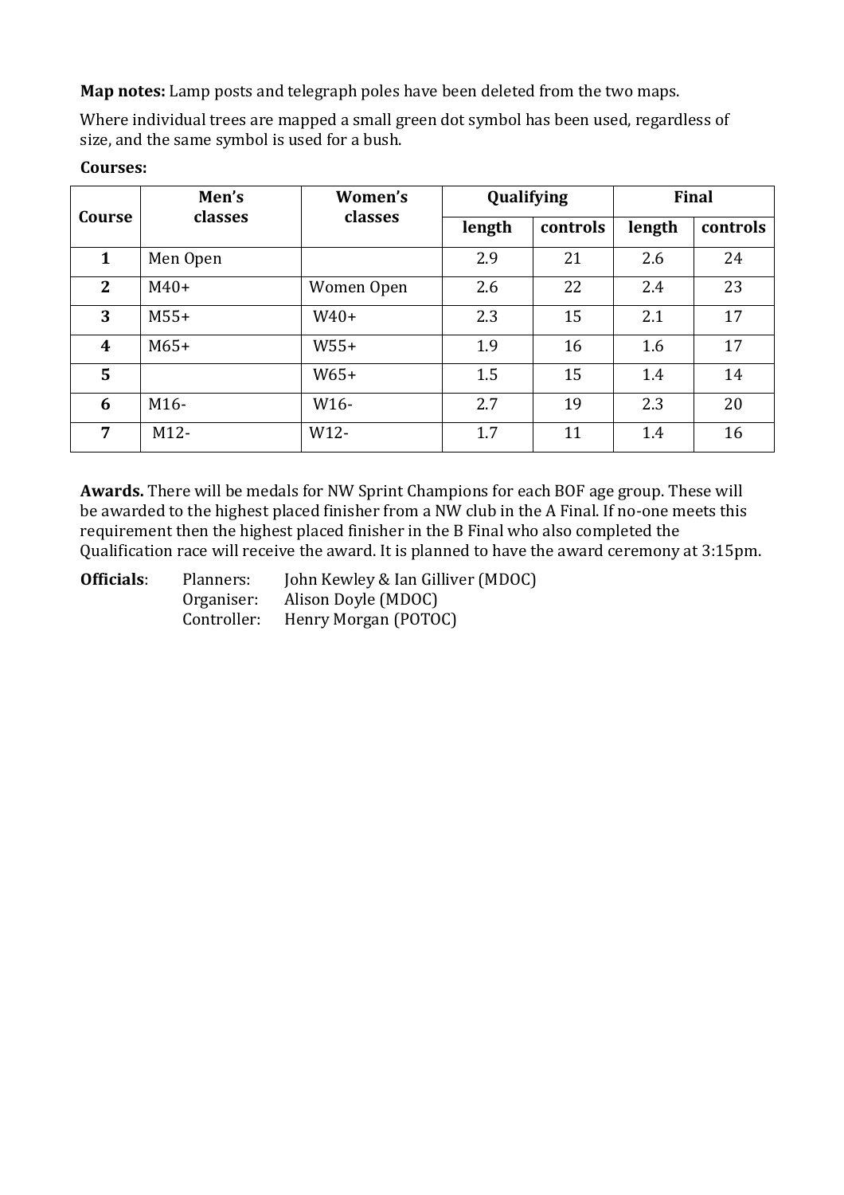**Map notes:** Lamp posts and telegraph poles have been deleted from the two maps.

Where individual trees are mapped a small green dot symbol has been used, regardless of size, and the same symbol is used for a bush.

**Courses:**

| Course | Men's classes | Women's classes | Qualifying | | Final | |
|---|---|---|---|---|---|---|
| | | | length | controls | length | controls |
| **1** | Men Open | | 2.9 | 21 | 2.6 | 24 |
| **2** | M40+ | Women Open | 2.6 | 22 | 2.4 | 23 |
| **3** | M55+ | W40+ | 2.3 | 15 | 2.1 | 17 |
| **4** | M65+ | W55+ | 1.9 | 16 | 1.6 | 17 |
| **5** | | W65+ | 1.5 | 15 | 1.4 | 14 |
| **6** | M16- | W16- | 2.7 | 19 | 2.3 | 20 |
| **7** | M12- | W12- | 1.7 | 11 | 1.4 | 16 |

**Awards.** There will be medals for NW Sprint Champions for each BOF age group. These will be awarded to the highest placed finisher from a NW club in the A Final. If no-one meets this requirement then the highest placed finisher in the B Final who also completed the Qualification race will receive the award. It is planned to have the award ceremony at 3:15pm.

**Officials**:
- Planners: John Kewley & Ian Gilliver (MDOC)
- Organiser: Alison Doyle (MDOC)
- Controller: Henry Morgan (POTOC)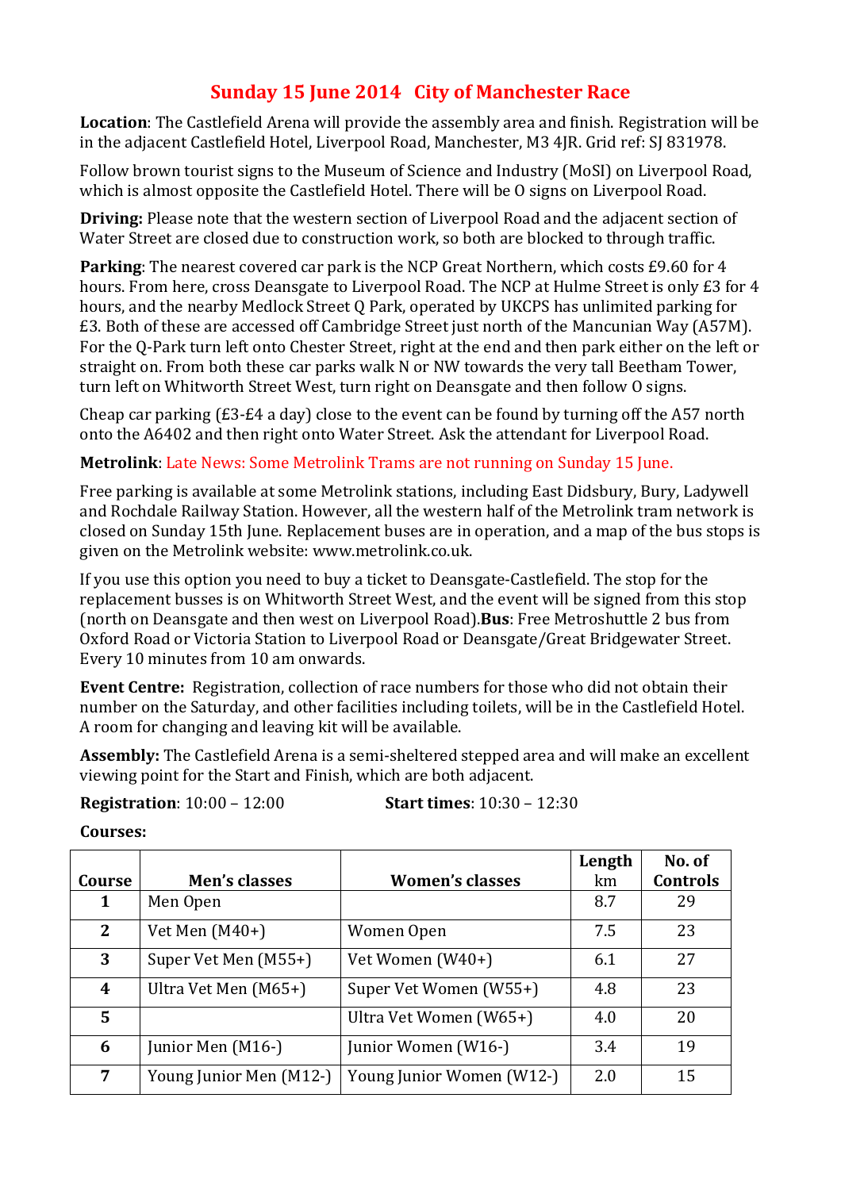# Sunday 15 June 2014 City of Manchester Race

**Location**: The Castlefield Arena will provide the assembly area and finish. Registration will be in the adjacent Castlefield Hotel, Liverpool Road, Manchester, M3 4JR. Grid ref: SJ 831978.

Follow brown tourist signs to the Museum of Science and Industry (MoSI) on Liverpool Road, which is almost opposite the Castlefield Hotel. There will be O signs on Liverpool Road.

**Driving:** Please note that the western section of Liverpool Road and the adjacent section of Water Street are closed due to construction work, so both are blocked to through traffic.

**Parking**: The nearest covered car park is the NCP Great Northern, which costs £9.60 for 4 hours. From here, cross Deansgate to Liverpool Road. The NCP at Hulme Street is only £3 for 4 hours, and the nearby Medlock Street Q Park, operated by UKCPS has unlimited parking for £3. Both of these are accessed off Cambridge Street just north of the Mancunian Way (A57M). For the Q-Park turn left onto Chester Street, right at the end and then park either on the left or straight on. From both these car parks walk N or NW towards the very tall Beetham Tower, turn left on Whitworth Street West, turn right on Deansgate and then follow O signs.

Cheap car parking (£3-£4 a day) close to the event can be found by turning off the A57 north onto the A6402 and then right onto Water Street. Ask the attendant for Liverpool Road.

**Metrolink**: Late News: Some Metrolink Trams are not running on Sunday 15 June.

Free parking is available at some Metrolink stations, including East Didsbury, Bury, Ladywell and Rochdale Railway Station. However, all the western half of the Metrolink tram network is closed on Sunday 15th June. Replacement buses are in operation, and a map of the bus stops is given on the Metrolink website: www.metrolink.co.uk.

If you use this option you need to buy a ticket to Deansgate-Castlefield. The stop for the replacement busses is on Whitworth Street West, and the event will be signed from this stop (north on Deansgate and then west on Liverpool Road).**Bus**: Free Metroshuttle 2 bus from Oxford Road or Victoria Station to Liverpool Road or Deansgate/Great Bridgewater Street. Every 10 minutes from 10 am onwards.

**Event Centre:** Registration, collection of race numbers for those who did not obtain their number on the Saturday, and other facilities including toilets, will be in the Castlefield Hotel. A room for changing and leaving kit will be available.

**Assembly:** The Castlefield Arena is a semi-sheltered stepped area and will make an excellent viewing point for the Start and Finish, which are both adjacent.

**Registration**: 10:00 – 12:00 **Start times**: 10:30 – 12:30

**Courses:**

| Course | Men's classes | Women's classes | Length km | No. of Controls |
|---|---|---|---|---|
| 1 | Men Open | | 8.7 | 29 |
| 2 | Vet Men (M40+) | Women Open | 7.5 | 23 |
| 3 | Super Vet Men (M55+) | Vet Women (W40+) | 6.1 | 27 |
| 4 | Ultra Vet Men (M65+) | Super Vet Women (W55+) | 4.8 | 23 |
| 5 | | Ultra Vet Women (W65+) | 4.0 | 20 |
| 6 | Junior Men (M16-) | Junior Women (W16-) | 3.4 | 19 |
| 7 | Young Junior Men (M12-) | Young Junior Women (W12-) | 2.0 | 15 |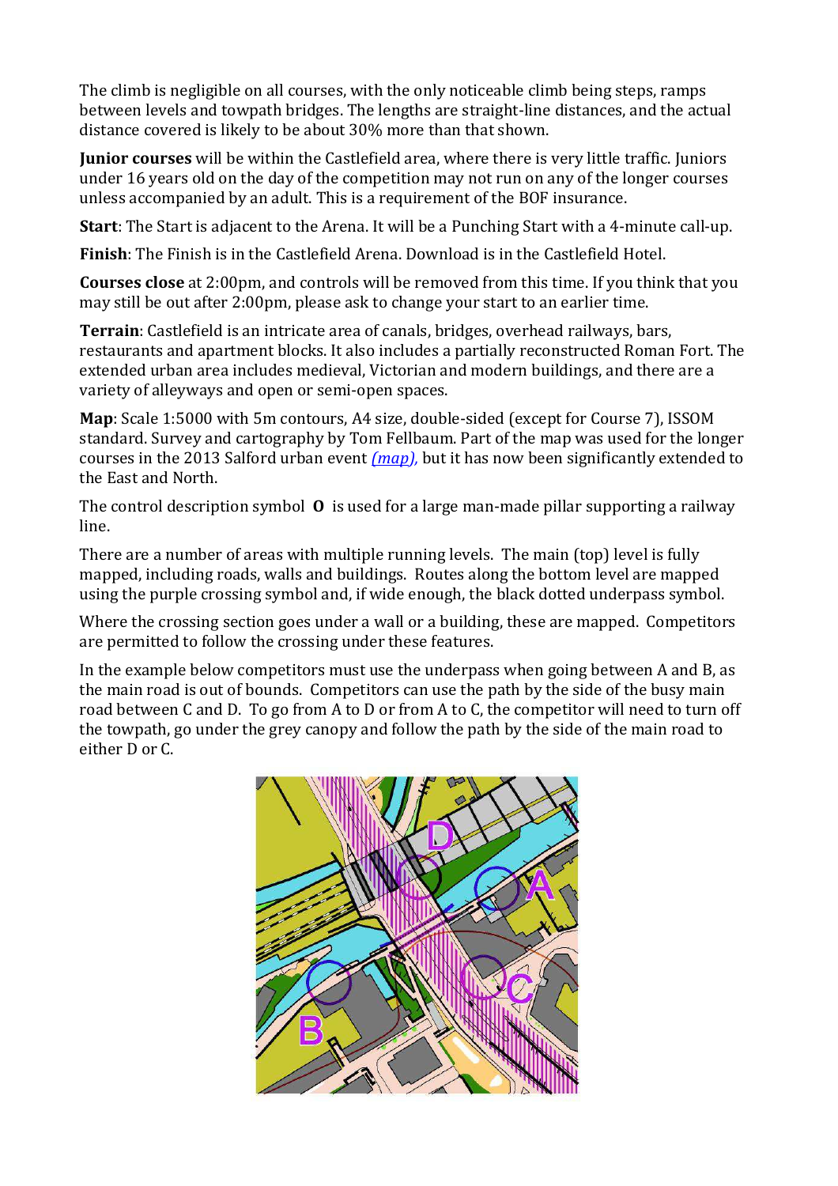The climb is negligible on all courses, with the only noticeable climb being steps, ramps between levels and towpath bridges. The lengths are straight-line distances, and the actual distance covered is likely to be about 30% more than that shown.

**Junior courses** will be within the Castlefield area, where there is very little traffic. Juniors under 16 years old on the day of the competition may not run on any of the longer courses unless accompanied by an adult. This is a requirement of the BOF insurance.

**Start**: The Start is adjacent to the Arena. It will be a Punching Start with a 4-minute call-up.

**Finish**: The Finish is in the Castlefield Arena. Download is in the Castlefield Hotel.

**Courses close** at 2:00pm, and controls will be removed from this time. If you think that you may still be out after 2:00pm, please ask to change your start to an earlier time.

**Terrain**: Castlefield is an intricate area of canals, bridges, overhead railways, bars, restaurants and apartment blocks. It also includes a partially reconstructed Roman Fort. The extended urban area includes medieval, Victorian and modern buildings, and there are a variety of alleyways and open or semi-open spaces.

**Map**: Scale 1:5000 with 5m contours, A4 size, double-sided (except for Course 7), ISSOM standard. Survey and cartography by Tom Fellbaum. Part of the map was used for the longer courses in the 2013 Salford urban event *(map)*, but it has now been significantly extended to the East and North.

The control description symbol **O** is used for a large man-made pillar supporting a railway line.

There are a number of areas with multiple running levels. The main (top) level is fully mapped, including roads, walls and buildings. Routes along the bottom level are mapped using the purple crossing symbol and, if wide enough, the black dotted underpass symbol.

Where the crossing section goes under a wall or a building, these are mapped. Competitors are permitted to follow the crossing under these features.

In the example below competitors must use the underpass when going between A and B, as the main road is out of bounds. Competitors can use the path by the side of the busy main road between C and D. To go from A to D or from A to C, the competitor will need to turn off the towpath, go under the grey canopy and follow the path by the side of the main road to either D or C.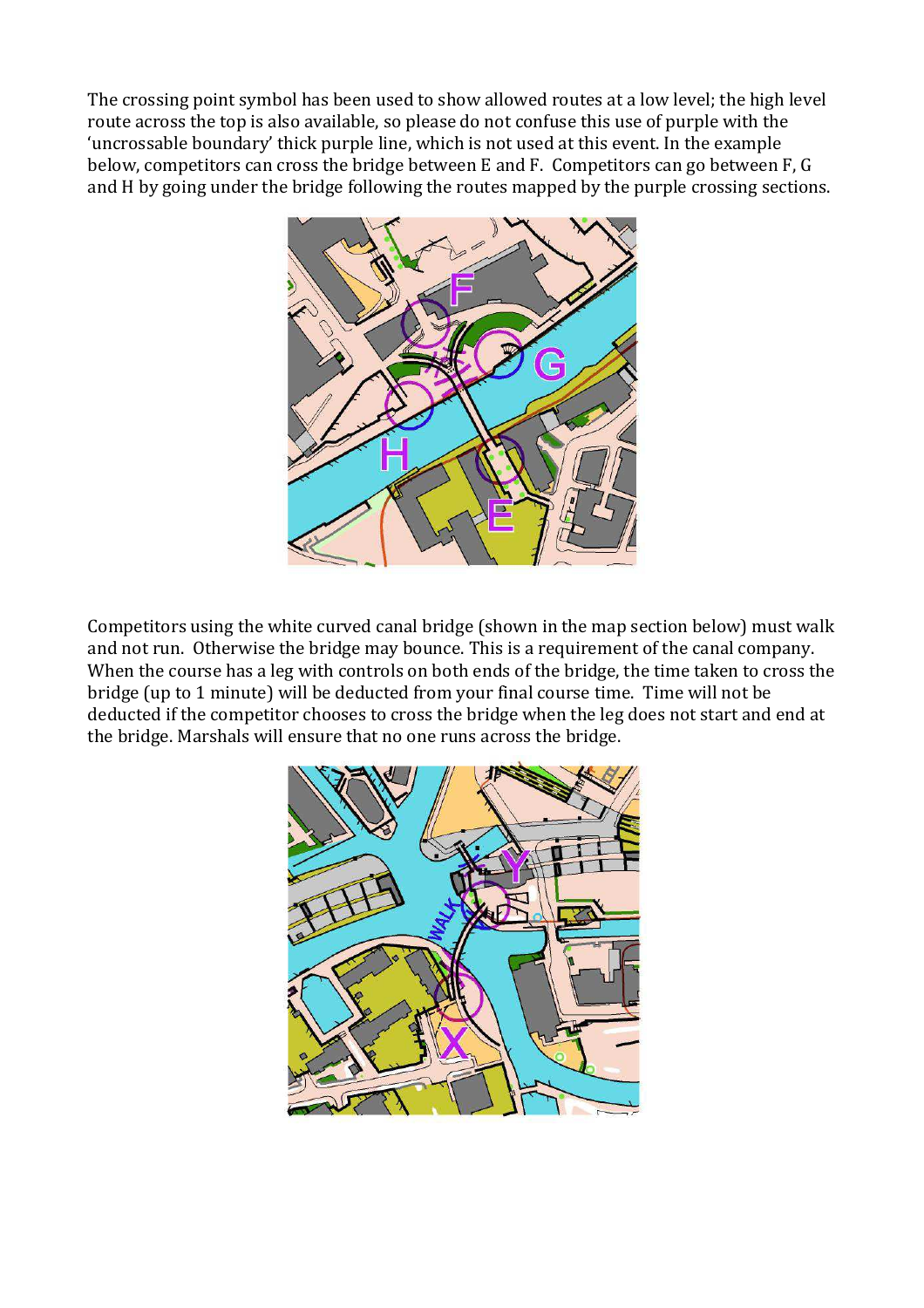The crossing point symbol has been used to show allowed routes at a low level; the high level route across the top is also available, so please do not confuse this use of purple with the 'uncrossable boundary' thick purple line, which is not used at this event. In the example below, competitors can cross the bridge between E and F. Competitors can go between F, G and H by going under the bridge following the routes mapped by the purple crossing sections.

F

G

H

E

Competitors using the white curved canal bridge (shown in the map section below) must walk and not run. Otherwise the bridge may bounce. This is a requirement of the canal company. When the course has a leg with controls on both ends of the bridge, the time taken to cross the bridge (up to 1 minute) will be deducted from your final course time. Time will not be deducted if the competitor chooses to cross the bridge when the leg does not start and end at the bridge. Marshals will ensure that no one runs across the bridge.

Y

WALK

X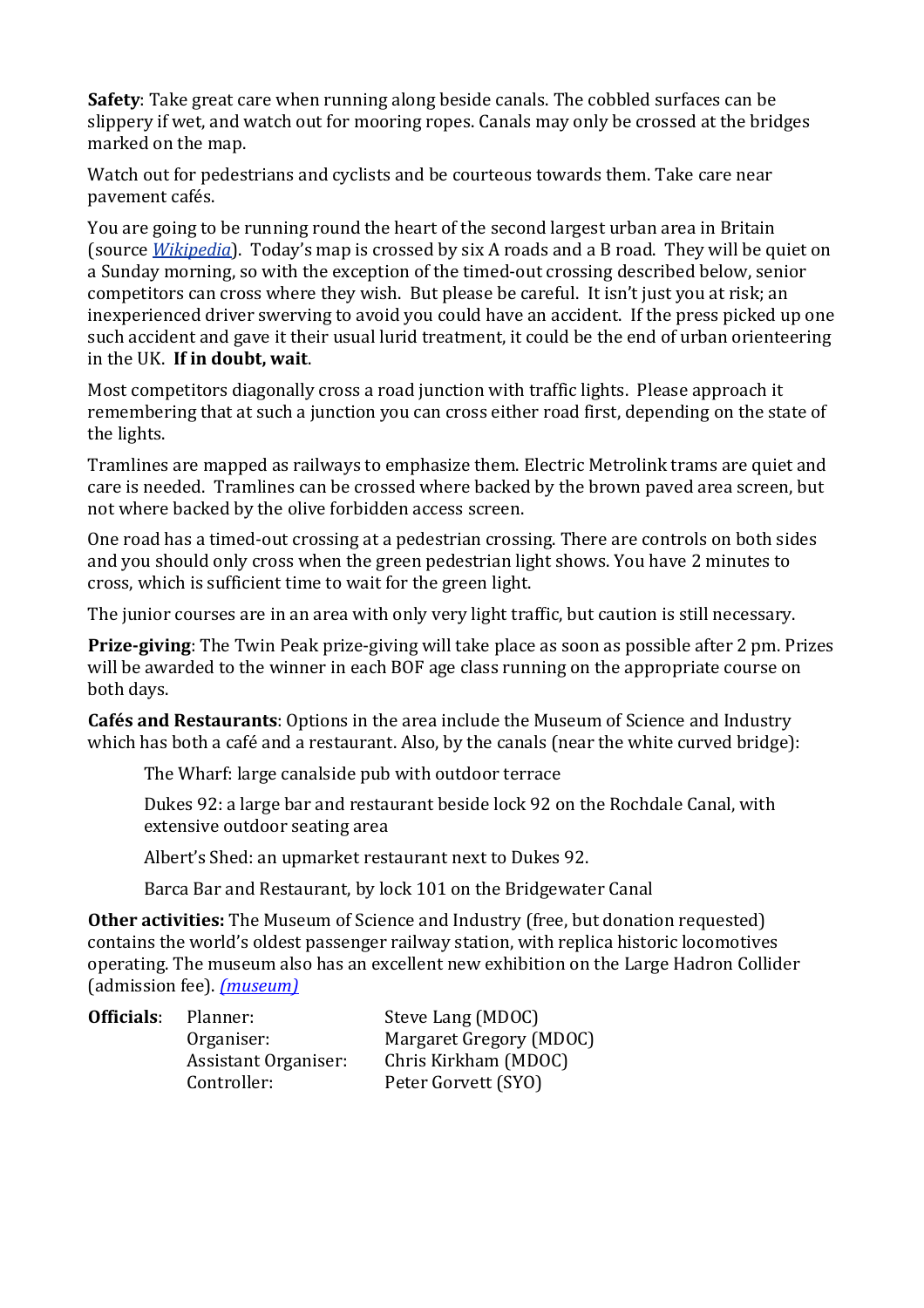**Safety**: Take great care when running along beside canals. The cobbled surfaces can be slippery if wet, and watch out for mooring ropes. Canals may only be crossed at the bridges marked on the map.

Watch out for pedestrians and cyclists and be courteous towards them. Take care near pavement cafés.

You are going to be running round the heart of the second largest urban area in Britain (source *Wikipedia*). Today's map is crossed by six A roads and a B road. They will be quiet on a Sunday morning, so with the exception of the timed-out crossing described below, senior competitors can cross where they wish. But please be careful. It isn't just you at risk; an inexperienced driver swerving to avoid you could have an accident. If the press picked up one such accident and gave it their usual lurid treatment, it could be the end of urban orienteering in the UK. **If in doubt, wait**.

Most competitors diagonally cross a road junction with traffic lights. Please approach it remembering that at such a junction you can cross either road first, depending on the state of the lights.

Tramlines are mapped as railways to emphasize them. Electric Metrolink trams are quiet and care is needed. Tramlines can be crossed where backed by the brown paved area screen, but not where backed by the olive forbidden access screen.

One road has a timed-out crossing at a pedestrian crossing. There are controls on both sides and you should only cross when the green pedestrian light shows. You have 2 minutes to cross, which is sufficient time to wait for the green light.

The junior courses are in an area with only very light traffic, but caution is still necessary.

**Prize-giving**: The Twin Peak prize-giving will take place as soon as possible after 2 pm. Prizes will be awarded to the winner in each BOF age class running on the appropriate course on both days.

**Cafés and Restaurants**: Options in the area include the Museum of Science and Industry which has both a café and a restaurant. Also, by the canals (near the white curved bridge):

> The Wharf: large canalside pub with outdoor terrace
>
> Dukes 92: a large bar and restaurant beside lock 92 on the Rochdale Canal, with extensive outdoor seating area
>
> Albert's Shed: an upmarket restaurant next to Dukes 92.
>
> Barca Bar and Restaurant, by lock 101 on the Bridgewater Canal

**Other activities:** The Museum of Science and Industry (free, but donation requested) contains the world's oldest passenger railway station, with replica historic locomotives operating. The museum also has an excellent new exhibition on the Large Hadron Collider (admission fee). *(museum)*

| | | |
|---|---|---|
| **Officials**: | Planner: | Steve Lang (MDOC) |
| | Organiser: | Margaret Gregory (MDOC) |
| | Assistant Organiser: | Chris Kirkham (MDOC) |
| | Controller: | Peter Gorvett (SYO) |